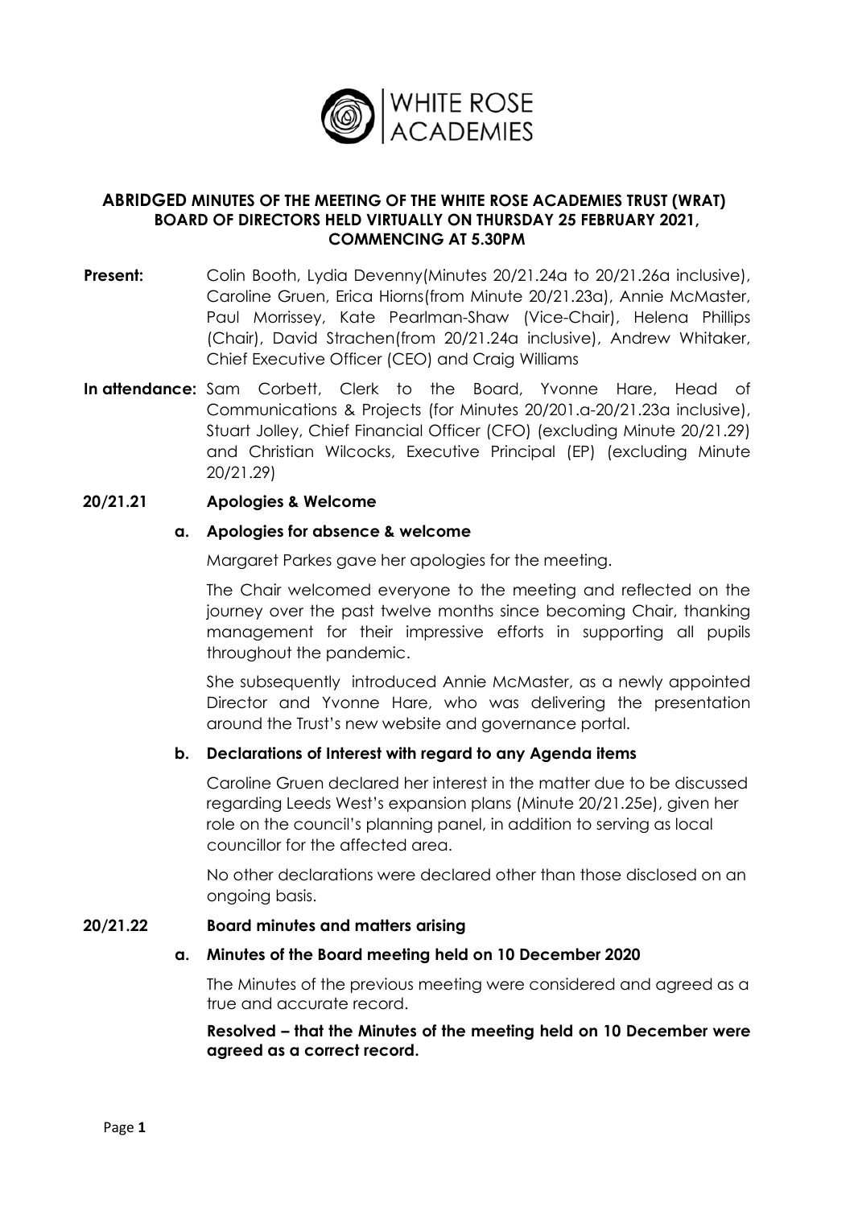WHITE ROSE ACADEMIES

# ABRIDGED MINUTES OF THE MEETING OF THE WHITE ROSE ACADEMIES TRUST (WRAT) BOARD OF DIRECTORS HELD VIRTUALLY ON THURSDAY 25 FEBRUARY 2021, COMMENCING AT 5.30PM

**Present:** Colin Booth, Lydia Devenny(Minutes 20/21.24a to 20/21.26a inclusive), Caroline Gruen, Erica Hiorns(from Minute 20/21.23a), Annie McMaster, Paul Morrissey, Kate Pearlman-Shaw (Vice-Chair), Helena Phillips (Chair), David Strachen(from 20/21.24a inclusive), Andrew Whitaker, Chief Executive Officer (CEO) and Craig Williams

**In attendance:** Sam Corbett, Clerk to the Board, Yvonne Hare, Head of Communications & Projects (for Minutes 20/201.a-20/21.23a inclusive), Stuart Jolley, Chief Financial Officer (CFO) (excluding Minute 20/21.29) and Christian Wilcocks, Executive Principal (EP) (excluding Minute 20/21.29)

## 20/21.21 Apologies & Welcome

### a. Apologies for absence & welcome

Margaret Parkes gave her apologies for the meeting.

The Chair welcomed everyone to the meeting and reflected on the journey over the past twelve months since becoming Chair, thanking management for their impressive efforts in supporting all pupils throughout the pandemic.

She subsequently introduced Annie McMaster, as a newly appointed Director and Yvonne Hare, who was delivering the presentation around the Trust's new website and governance portal.

### b. Declarations of Interest with regard to any Agenda items

Caroline Gruen declared her interest in the matter due to be discussed regarding Leeds West's expansion plans (Minute 20/21.25e), given her role on the council's planning panel, in addition to serving as local councillor for the affected area.

No other declarations were declared other than those disclosed on an ongoing basis.

## 20/21.22 Board minutes and matters arising

### a. Minutes of the Board meeting held on 10 December 2020

The Minutes of the previous meeting were considered and agreed as a true and accurate record.

**Resolved – that the Minutes of the meeting held on 10 December were agreed as a correct record.**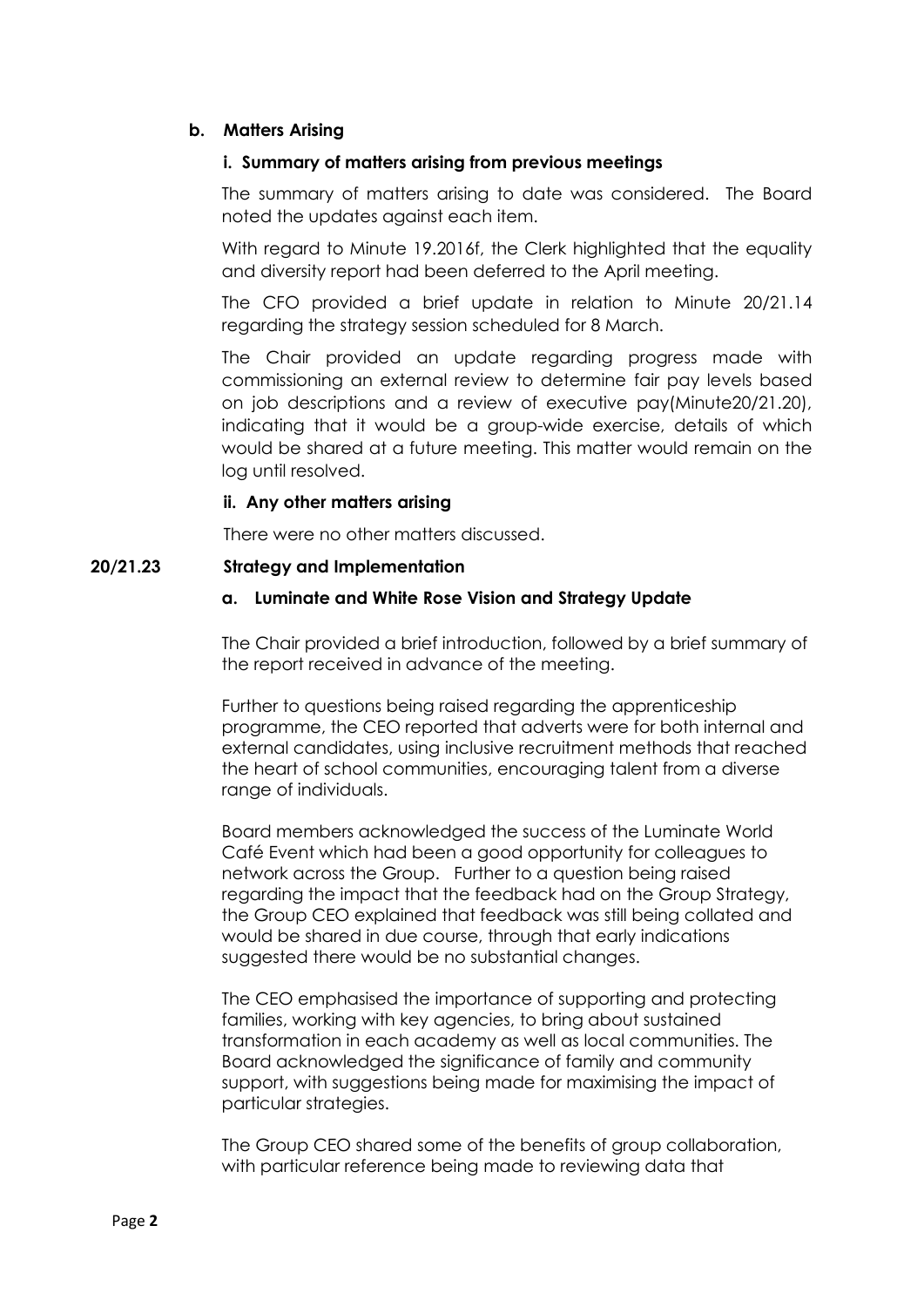**b. Matters Arising**

**i. Summary of matters arising from previous meetings**

The summary of matters arising to date was considered. The Board noted the updates against each item.

With regard to Minute 19.2016f, the Clerk highlighted that the equality and diversity report had been deferred to the April meeting.

The CFO provided a brief update in relation to Minute 20/21.14 regarding the strategy session scheduled for 8 March.

The Chair provided an update regarding progress made with commissioning an external review to determine fair pay levels based on job descriptions and a review of executive pay(Minute20/21.20), indicating that it would be a group-wide exercise, details of which would be shared at a future meeting. This matter would remain on the log until resolved.

**ii. Any other matters arising**

There were no other matters discussed.

**20/21.23 Strategy and Implementation**

**a. Luminate and White Rose Vision and Strategy Update**

The Chair provided a brief introduction, followed by a brief summary of the report received in advance of the meeting.

Further to questions being raised regarding the apprenticeship programme, the CEO reported that adverts were for both internal and external candidates, using inclusive recruitment methods that reached the heart of school communities, encouraging talent from a diverse range of individuals.

Board members acknowledged the success of the Luminate World Café Event which had been a good opportunity for colleagues to network across the Group. Further to a question being raised regarding the impact that the feedback had on the Group Strategy, the Group CEO explained that feedback was still being collated and would be shared in due course, through that early indications suggested there would be no substantial changes.

The CEO emphasised the importance of supporting and protecting families, working with key agencies, to bring about sustained transformation in each academy as well as local communities. The Board acknowledged the significance of family and community support, with suggestions being made for maximising the impact of particular strategies.

The Group CEO shared some of the benefits of group collaboration, with particular reference being made to reviewing data that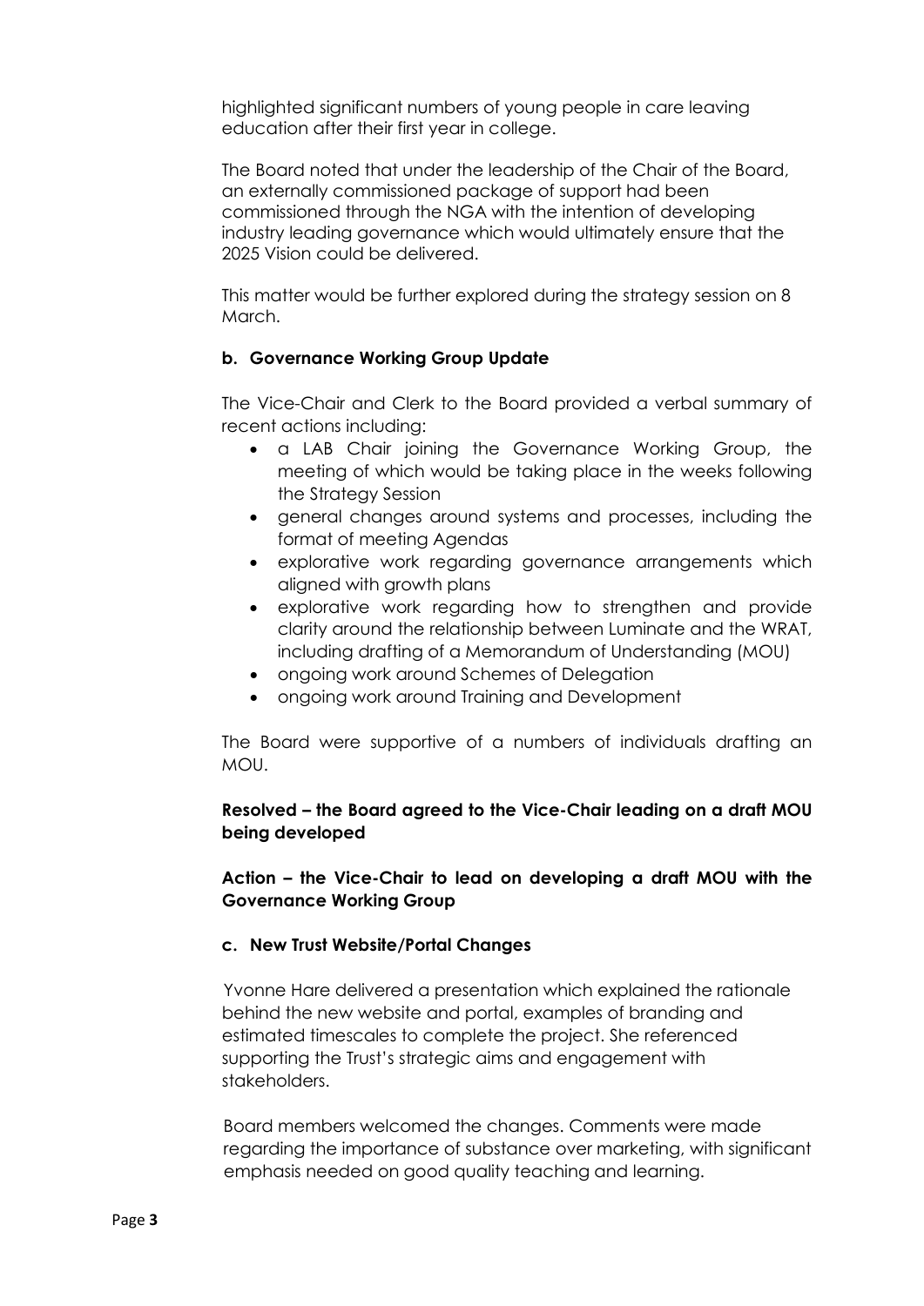highlighted significant numbers of young people in care leaving education after their first year in college.

The Board noted that under the leadership of the Chair of the Board, an externally commissioned package of support had been commissioned through the NGA with the intention of developing industry leading governance which would ultimately ensure that the 2025 Vision could be delivered.

This matter would be further explored during the strategy session on 8 March.

**b. Governance Working Group Update**

The Vice-Chair and Clerk to the Board provided a verbal summary of recent actions including:

- a LAB Chair joining the Governance Working Group, the meeting of which would be taking place in the weeks following the Strategy Session
- general changes around systems and processes, including the format of meeting Agendas
- explorative work regarding governance arrangements which aligned with growth plans
- explorative work regarding how to strengthen and provide clarity around the relationship between Luminate and the WRAT, including drafting of a Memorandum of Understanding (MOU)
- ongoing work around Schemes of Delegation
- ongoing work around Training and Development

The Board were supportive of a numbers of individuals drafting an MOU.

**Resolved – the Board agreed to the Vice-Chair leading on a draft MOU being developed**

**Action – the Vice-Chair to lead on developing a draft MOU with the Governance Working Group**

**c. New Trust Website/Portal Changes**

Yvonne Hare delivered a presentation which explained the rationale behind the new website and portal, examples of branding and estimated timescales to complete the project. She referenced supporting the Trust's strategic aims and engagement with stakeholders.

Board members welcomed the changes. Comments were made regarding the importance of substance over marketing, with significant emphasis needed on good quality teaching and learning.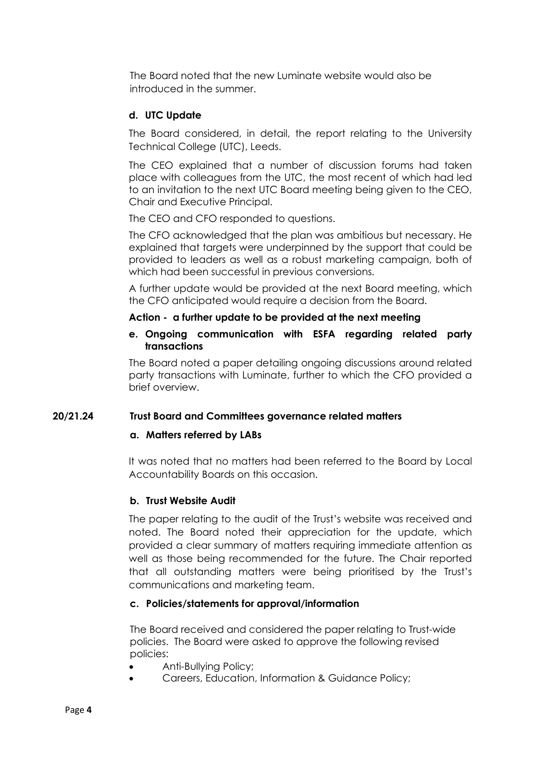The Board noted that the new Luminate website would also be introduced in the summer.

**d. UTC Update**

The Board considered, in detail, the report relating to the University Technical College (UTC), Leeds.

The CEO explained that a number of discussion forums had taken place with colleagues from the UTC, the most recent of which had led to an invitation to the next UTC Board meeting being given to the CEO, Chair and Executive Principal.

The CEO and CFO responded to questions.

The CFO acknowledged that the plan was ambitious but necessary. He explained that targets were underpinned by the support that could be provided to leaders as well as a robust marketing campaign, both of which had been successful in previous conversions.

A further update would be provided at the next Board meeting, which the CFO anticipated would require a decision from the Board.

**Action - a further update to be provided at the next meeting**

**e. Ongoing communication with ESFA regarding related party transactions**

The Board noted a paper detailing ongoing discussions around related party transactions with Luminate, further to which the CFO provided a brief overview.

## 20/21.24 Trust Board and Committees governance related matters

**a. Matters referred by LABs**

It was noted that no matters had been referred to the Board by Local Accountability Boards on this occasion.

**b. Trust Website Audit**

The paper relating to the audit of the Trust's website was received and noted. The Board noted their appreciation for the update, which provided a clear summary of matters requiring immediate attention as well as those being recommended for the future. The Chair reported that all outstanding matters were being prioritised by the Trust's communications and marketing team.

**c. Policies/statements for approval/information**

The Board received and considered the paper relating to Trust-wide policies. The Board were asked to approve the following revised policies:

- Anti-Bullying Policy;
- Careers, Education, Information & Guidance Policy;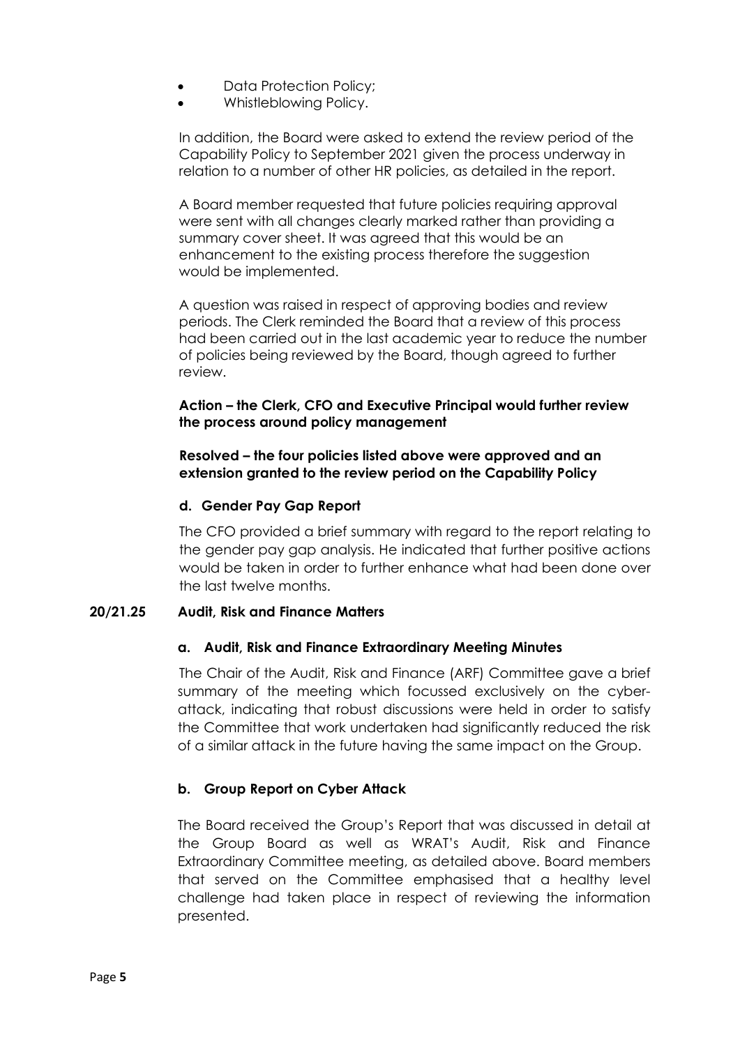- Data Protection Policy;
- Whistleblowing Policy.

In addition, the Board were asked to extend the review period of the Capability Policy to September 2021 given the process underway in relation to a number of other HR policies, as detailed in the report.

A Board member requested that future policies requiring approval were sent with all changes clearly marked rather than providing a summary cover sheet. It was agreed that this would be an enhancement to the existing process therefore the suggestion would be implemented.

A question was raised in respect of approving bodies and review periods. The Clerk reminded the Board that a review of this process had been carried out in the last academic year to reduce the number of policies being reviewed by the Board, though agreed to further review.

**Action – the Clerk, CFO and Executive Principal would further review the process around policy management**

**Resolved – the four policies listed above were approved and an extension granted to the review period on the Capability Policy**

**d. Gender Pay Gap Report**

The CFO provided a brief summary with regard to the report relating to the gender pay gap analysis. He indicated that further positive actions would be taken in order to further enhance what had been done over the last twelve months.

## 20/21.25 Audit, Risk and Finance Matters

**a. Audit, Risk and Finance Extraordinary Meeting Minutes**

The Chair of the Audit, Risk and Finance (ARF) Committee gave a brief summary of the meeting which focussed exclusively on the cyber-attack, indicating that robust discussions were held in order to satisfy the Committee that work undertaken had significantly reduced the risk of a similar attack in the future having the same impact on the Group.

**b. Group Report on Cyber Attack**

The Board received the Group's Report that was discussed in detail at the Group Board as well as WRAT's Audit, Risk and Finance Extraordinary Committee meeting, as detailed above. Board members that served on the Committee emphasised that a healthy level challenge had taken place in respect of reviewing the information presented.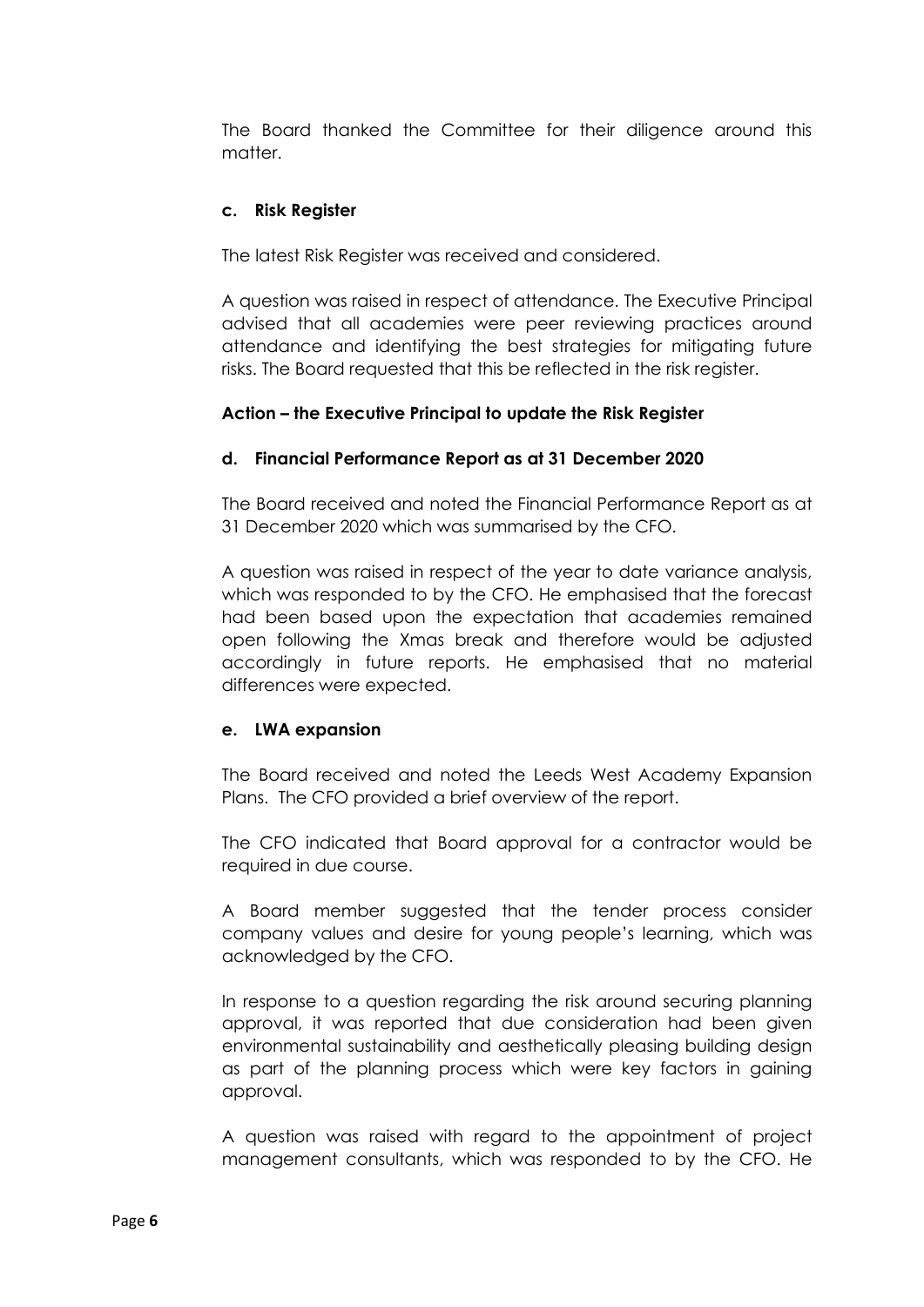The Board thanked the Committee for their diligence around this matter.

**c. Risk Register**

The latest Risk Register was received and considered.

A question was raised in respect of attendance. The Executive Principal advised that all academies were peer reviewing practices around attendance and identifying the best strategies for mitigating future risks. The Board requested that this be reflected in the risk register.

**Action – the Executive Principal to update the Risk Register**

**d. Financial Performance Report as at 31 December 2020**

The Board received and noted the Financial Performance Report as at 31 December 2020 which was summarised by the CFO.

A question was raised in respect of the year to date variance analysis, which was responded to by the CFO. He emphasised that the forecast had been based upon the expectation that academies remained open following the Xmas break and therefore would be adjusted accordingly in future reports. He emphasised that no material differences were expected.

**e. LWA expansion**

The Board received and noted the Leeds West Academy Expansion Plans. The CFO provided a brief overview of the report.

The CFO indicated that Board approval for a contractor would be required in due course.

A Board member suggested that the tender process consider company values and desire for young people's learning, which was acknowledged by the CFO.

In response to a question regarding the risk around securing planning approval, it was reported that due consideration had been given environmental sustainability and aesthetically pleasing building design as part of the planning process which were key factors in gaining approval.

A question was raised with regard to the appointment of project management consultants, which was responded to by the CFO. He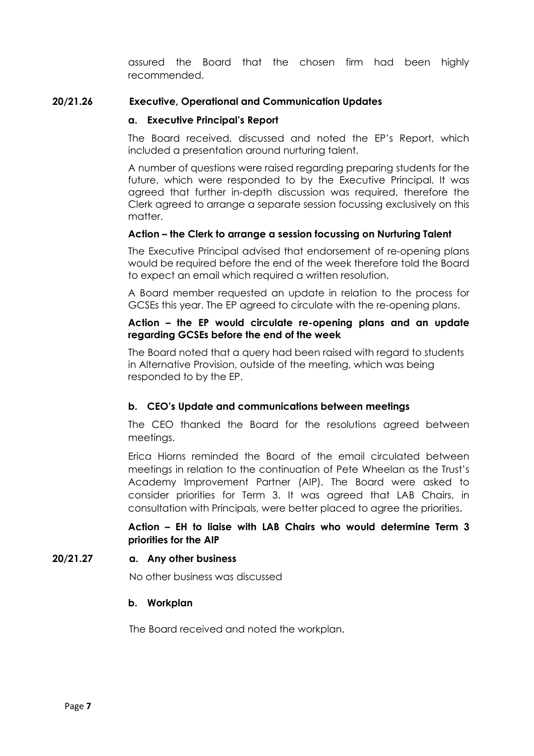assured the Board that the chosen firm had been highly recommended.

## 20/21.26 Executive, Operational and Communication Updates

### a. Executive Principal's Report

The Board received, discussed and noted the EP's Report, which included a presentation around nurturing talent.

A number of questions were raised regarding preparing students for the future, which were responded to by the Executive Principal. It was agreed that further in-depth discussion was required, therefore the Clerk agreed to arrange a separate session focussing exclusively on this matter.

**Action – the Clerk to arrange a session focussing on Nurturing Talent**

The Executive Principal advised that endorsement of re-opening plans would be required before the end of the week therefore told the Board to expect an email which required a written resolution.

A Board member requested an update in relation to the process for GCSEs this year. The EP agreed to circulate with the re-opening plans.

**Action – the EP would circulate re-opening plans and an update regarding GCSEs before the end of the week**

The Board noted that a query had been raised with regard to students in Alternative Provision, outside of the meeting, which was being responded to by the EP.

### b. CEO's Update and communications between meetings

The CEO thanked the Board for the resolutions agreed between meetings.

Erica Hiorns reminded the Board of the email circulated between meetings in relation to the continuation of Pete Wheelan as the Trust's Academy Improvement Partner (AIP). The Board were asked to consider priorities for Term 3. It was agreed that LAB Chairs, in consultation with Principals, were better placed to agree the priorities.

**Action – EH to liaise with LAB Chairs who would determine Term 3 priorities for the AIP**

## 20/21.27 a. Any other business

No other business was discussed

### b. Workplan

The Board received and noted the workplan.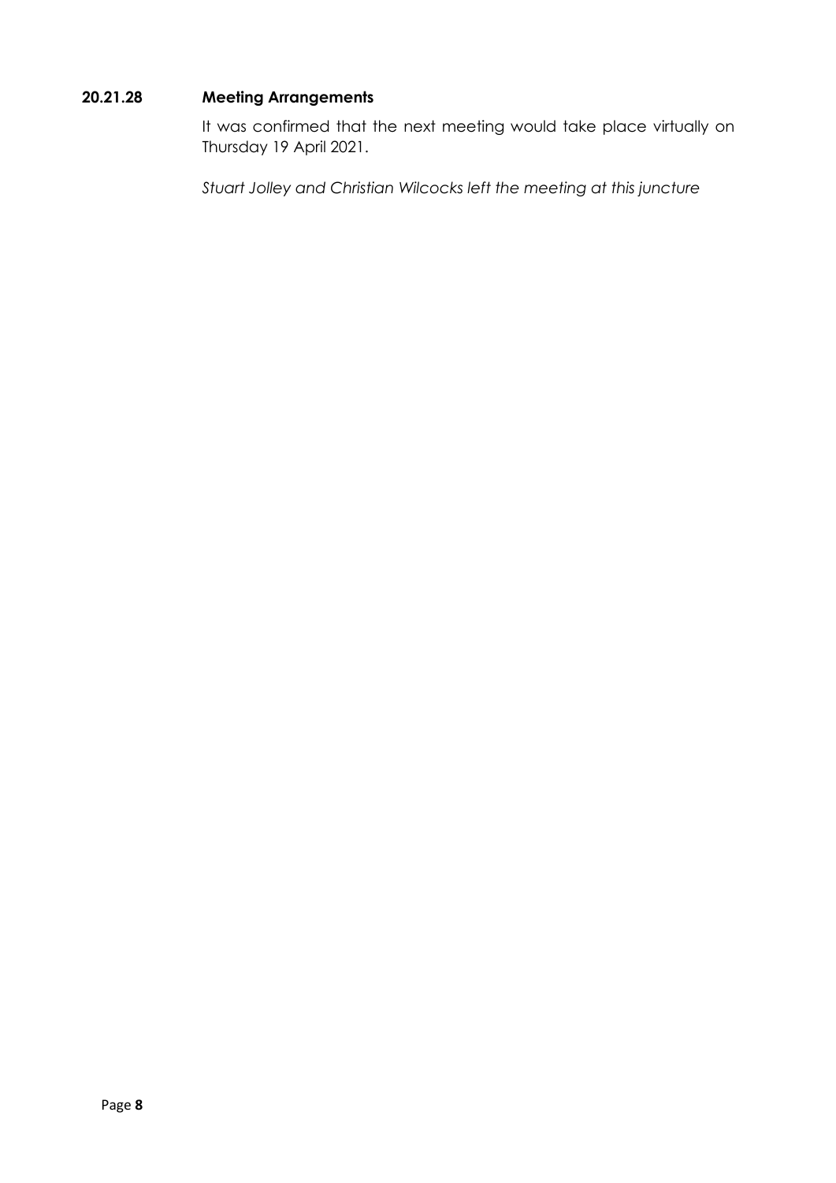**20.21.28 Meeting Arrangements**

It was confirmed that the next meeting would take place virtually on Thursday 19 April 2021.

*Stuart Jolley and Christian Wilcocks left the meeting at this juncture*